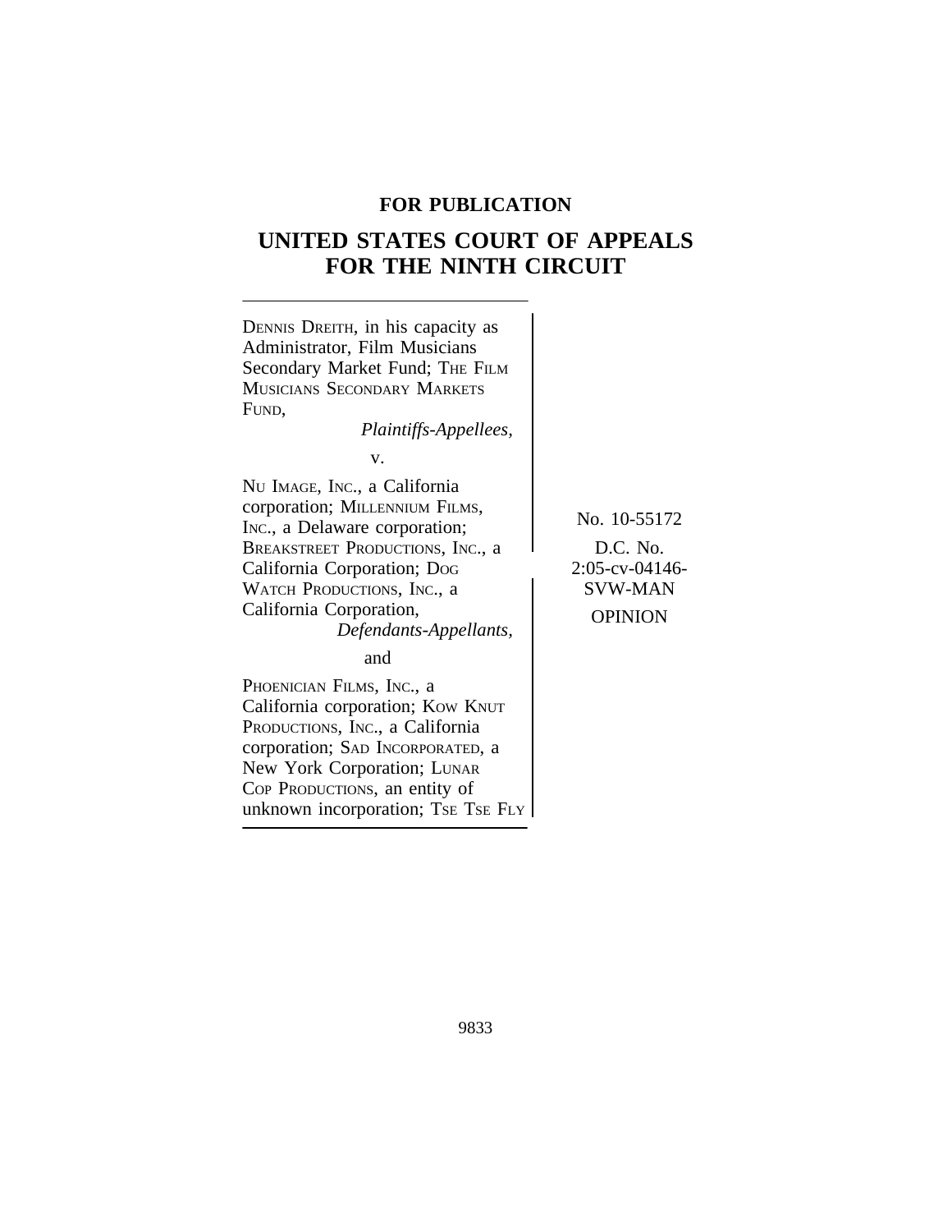**FOR PUBLICATION**

# UNITED STATES COURT OF APPEALS FOR THE NINTH CIRCUIT

DENNIS DREITH, in his capacity as Administrator, Film Musicians Secondary Market Fund; THE FILM MUSICIANS SECONDARY MARKETS FUND,

*Plaintiffs-Appellees,*

v.

NU IMAGE, INC., a California corporation; MILLENNIUM FILMS, INC., a Delaware corporation; BREAKSTREET PRODUCTIONS, INC., a California Corporation; DOG WATCH PRODUCTIONS, INC., a California Corporation,

*Defendants-Appellants,*

and

PHOENICIAN FILMS, INC., a California corporation; KOW KNUT PRODUCTIONS, INC., a California corporation; SAD INCORPORATED, a New York Corporation; LUNAR COP PRODUCTIONS, an entity of unknown incorporation; TSE TSE FLY

No. 10-55172

D.C. No. 2:05-cv-04146-SVW-MAN

OPINION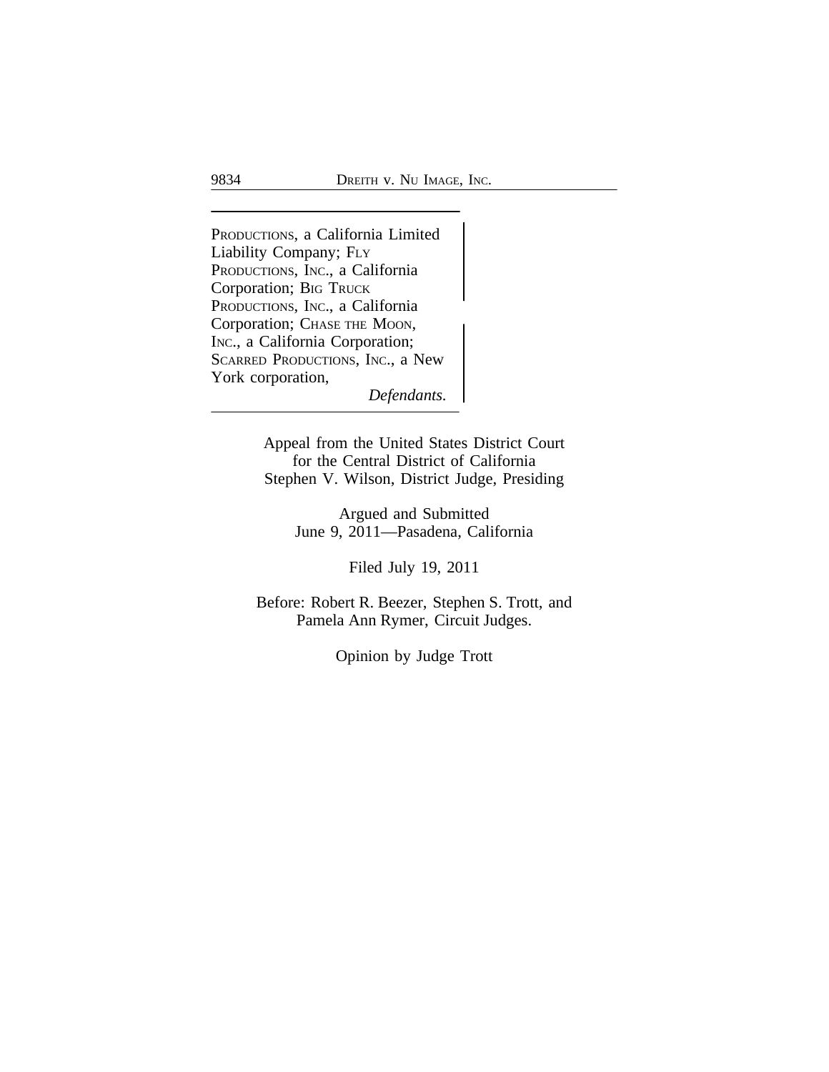PRODUCTIONS, a California Limited Liability Company; FLY PRODUCTIONS, INC., a California Corporation; BIG TRUCK PRODUCTIONS, INC., a California Corporation; CHASE THE MOON, INC., a California Corporation; SCARRED PRODUCTIONS, INC., a New York corporation,

*Defendants.*

Appeal from the United States District Court for the Central District of California
Stephen V. Wilson, District Judge, Presiding

Argued and Submitted
June 9, 2011—Pasadena, California

Filed July 19, 2011

Before: Robert R. Beezer, Stephen S. Trott, and Pamela Ann Rymer, Circuit Judges.

Opinion by Judge Trott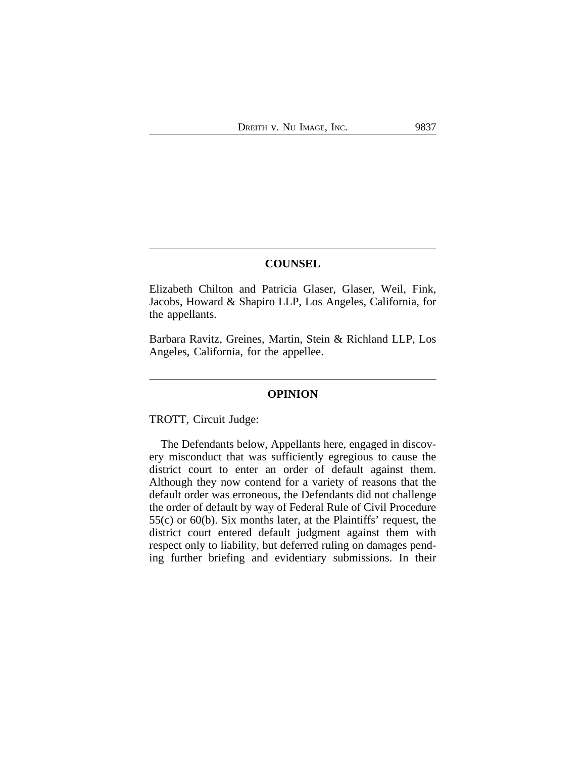## COUNSEL

Elizabeth Chilton and Patricia Glaser, Glaser, Weil, Fink, Jacobs, Howard & Shapiro LLP, Los Angeles, California, for the appellants.

Barbara Ravitz, Greines, Martin, Stein & Richland LLP, Los Angeles, California, for the appellee.

## OPINION

TROTT, Circuit Judge:

The Defendants below, Appellants here, engaged in discovery misconduct that was sufficiently egregious to cause the district court to enter an order of default against them. Although they now contend for a variety of reasons that the default order was erroneous, the Defendants did not challenge the order of default by way of Federal Rule of Civil Procedure 55(c) or 60(b). Six months later, at the Plaintiffs' request, the district court entered default judgment against them with respect only to liability, but deferred ruling on damages pending further briefing and evidentiary submissions. In their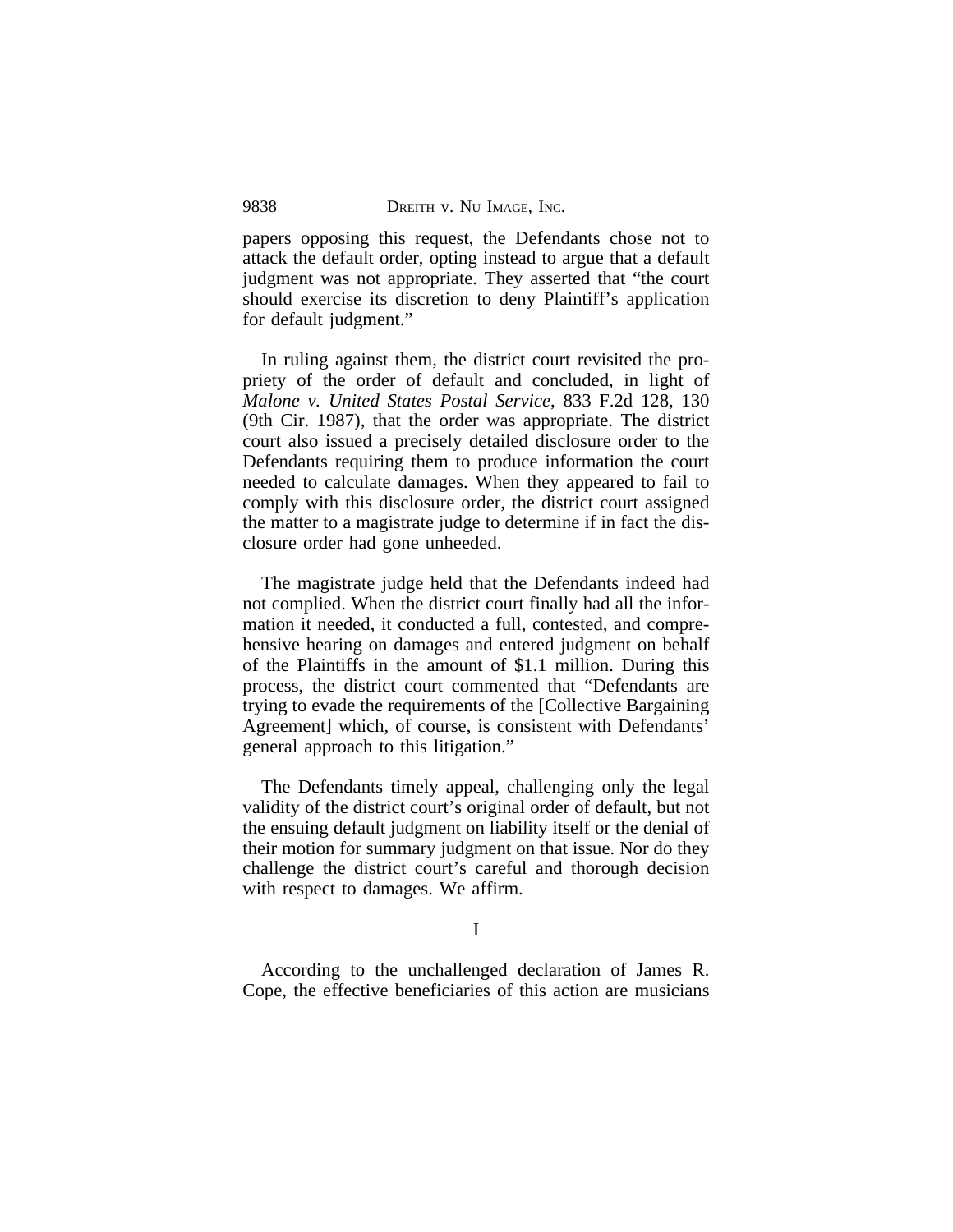papers opposing this request, the Defendants chose not to attack the default order, opting instead to argue that a default judgment was not appropriate. They asserted that "the court should exercise its discretion to deny Plaintiff's application for default judgment."

In ruling against them, the district court revisited the propriety of the order of default and concluded, in light of *Malone v. United States Postal Service*, 833 F.2d 128, 130 (9th Cir. 1987), that the order was appropriate. The district court also issued a precisely detailed disclosure order to the Defendants requiring them to produce information the court needed to calculate damages. When they appeared to fail to comply with this disclosure order, the district court assigned the matter to a magistrate judge to determine if in fact the disclosure order had gone unheeded.

The magistrate judge held that the Defendants indeed had not complied. When the district court finally had all the information it needed, it conducted a full, contested, and comprehensive hearing on damages and entered judgment on behalf of the Plaintiffs in the amount of $1.1 million. During this process, the district court commented that "Defendants are trying to evade the requirements of the [Collective Bargaining Agreement] which, of course, is consistent with Defendants' general approach to this litigation."

The Defendants timely appeal, challenging only the legal validity of the district court's original order of default, but not the ensuing default judgment on liability itself or the denial of their motion for summary judgment on that issue. Nor do they challenge the district court's careful and thorough decision with respect to damages. We affirm.

## I

According to the unchallenged declaration of James R. Cope, the effective beneficiaries of this action are musicians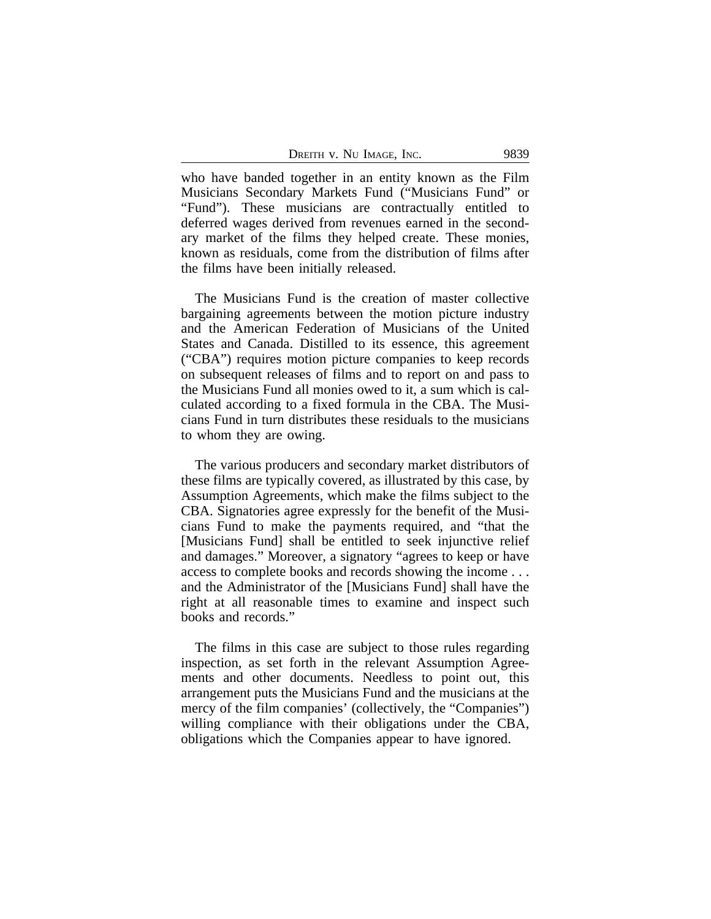who have banded together in an entity known as the Film Musicians Secondary Markets Fund ("Musicians Fund" or "Fund"). These musicians are contractually entitled to deferred wages derived from revenues earned in the secondary market of the films they helped create. These monies, known as residuals, come from the distribution of films after the films have been initially released.

The Musicians Fund is the creation of master collective bargaining agreements between the motion picture industry and the American Federation of Musicians of the United States and Canada. Distilled to its essence, this agreement ("CBA") requires motion picture companies to keep records on subsequent releases of films and to report on and pass to the Musicians Fund all monies owed to it, a sum which is calculated according to a fixed formula in the CBA. The Musicians Fund in turn distributes these residuals to the musicians to whom they are owing.

The various producers and secondary market distributors of these films are typically covered, as illustrated by this case, by Assumption Agreements, which make the films subject to the CBA. Signatories agree expressly for the benefit of the Musicians Fund to make the payments required, and "that the [Musicians Fund] shall be entitled to seek injunctive relief and damages." Moreover, a signatory "agrees to keep or have access to complete books and records showing the income . . . and the Administrator of the [Musicians Fund] shall have the right at all reasonable times to examine and inspect such books and records."

The films in this case are subject to those rules regarding inspection, as set forth in the relevant Assumption Agreements and other documents. Needless to point out, this arrangement puts the Musicians Fund and the musicians at the mercy of the film companies' (collectively, the "Companies") willing compliance with their obligations under the CBA, obligations which the Companies appear to have ignored.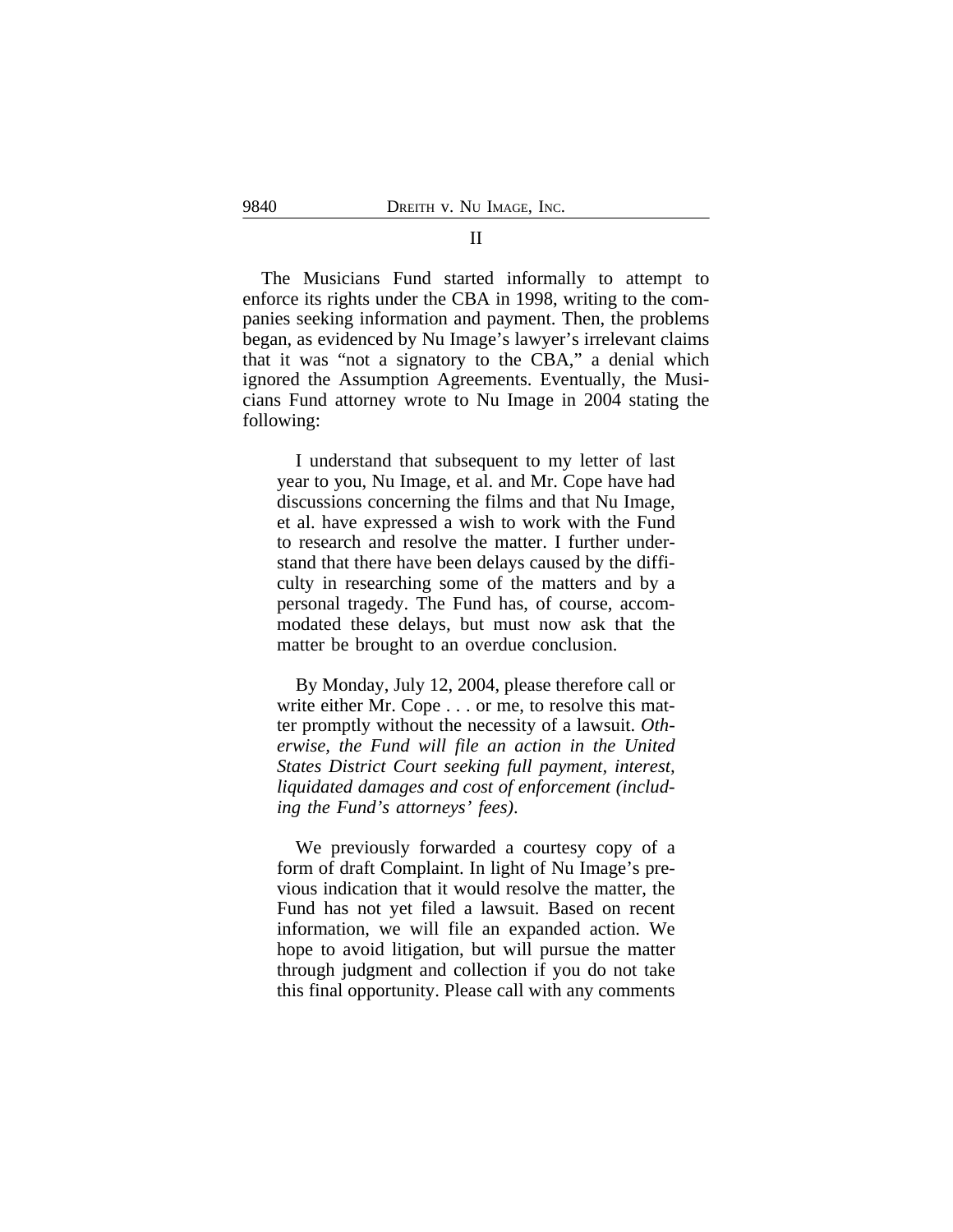## II

The Musicians Fund started informally to attempt to enforce its rights under the CBA in 1998, writing to the companies seeking information and payment. Then, the problems began, as evidenced by Nu Image's lawyer's irrelevant claims that it was "not a signatory to the CBA," a denial which ignored the Assumption Agreements. Eventually, the Musicians Fund attorney wrote to Nu Image in 2004 stating the following:

> I understand that subsequent to my letter of last year to you, Nu Image, et al. and Mr. Cope have had discussions concerning the films and that Nu Image, et al. have expressed a wish to work with the Fund to research and resolve the matter. I further understand that there have been delays caused by the difficulty in researching some of the matters and by a personal tragedy. The Fund has, of course, accommodated these delays, but must now ask that the matter be brought to an overdue conclusion.
>
> By Monday, July 12, 2004, please therefore call or write either Mr. Cope . . . or me, to resolve this matter promptly without the necessity of a lawsuit. *Otherwise, the Fund will file an action in the United States District Court seeking full payment, interest, liquidated damages and cost of enforcement (including the Fund's attorneys' fees).*
>
> We previously forwarded a courtesy copy of a form of draft Complaint. In light of Nu Image's previous indication that it would resolve the matter, the Fund has not yet filed a lawsuit. Based on recent information, we will file an expanded action. We hope to avoid litigation, but will pursue the matter through judgment and collection if you do not take this final opportunity. Please call with any comments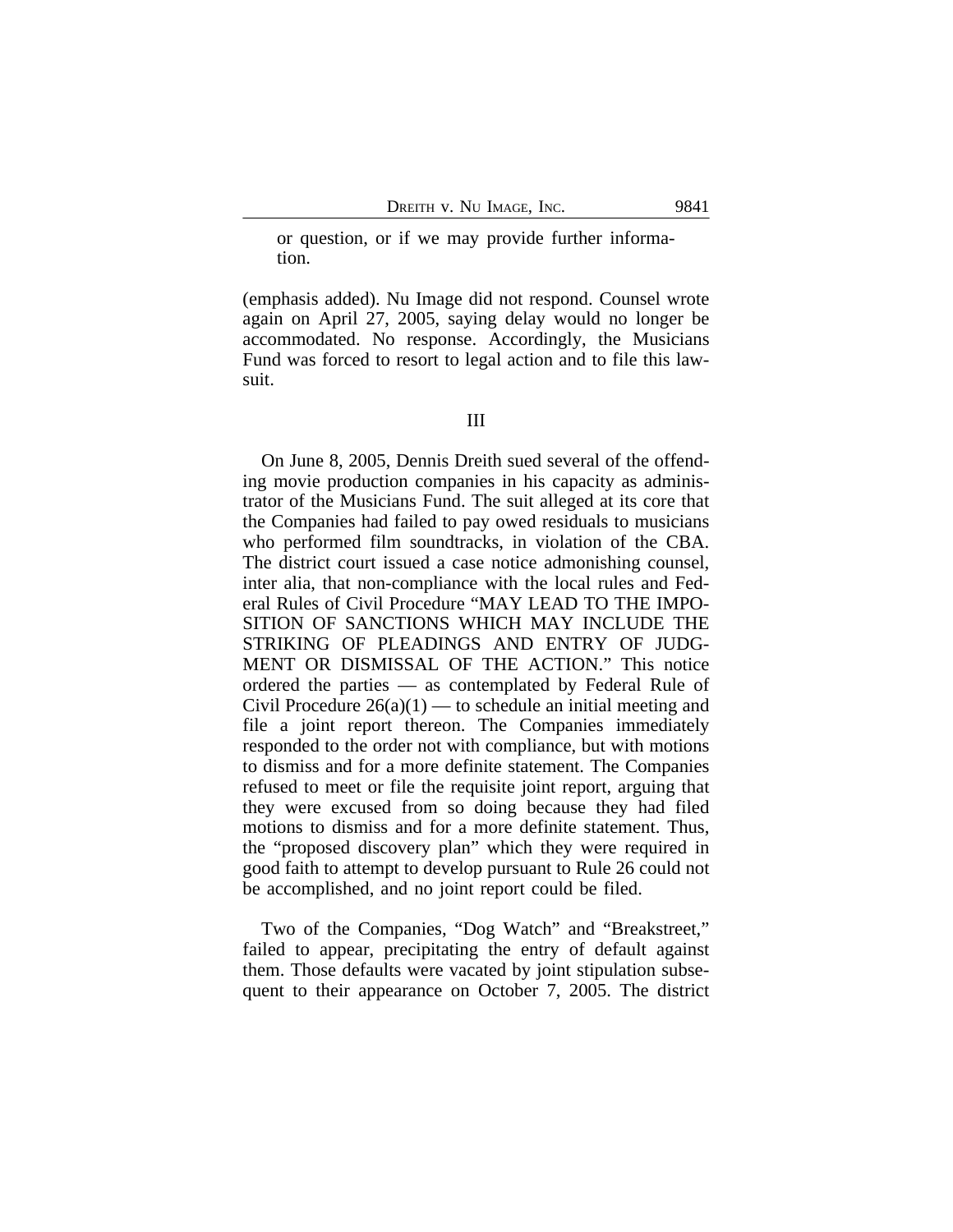> or question, or if we may provide further information.

(emphasis added). Nu Image did not respond. Counsel wrote again on April 27, 2005, saying delay would no longer be accommodated. No response. Accordingly, the Musicians Fund was forced to resort to legal action and to file this lawsuit.

## III

On June 8, 2005, Dennis Dreith sued several of the offending movie production companies in his capacity as administrator of the Musicians Fund. The suit alleged at its core that the Companies had failed to pay owed residuals to musicians who performed film soundtracks, in violation of the CBA. The district court issued a case notice admonishing counsel, inter alia, that non-compliance with the local rules and Federal Rules of Civil Procedure "MAY LEAD TO THE IMPOSITION OF SANCTIONS WHICH MAY INCLUDE THE STRIKING OF PLEADINGS AND ENTRY OF JUDGMENT OR DISMISSAL OF THE ACTION." This notice ordered the parties — as contemplated by Federal Rule of Civil Procedure 26(a)(1) — to schedule an initial meeting and file a joint report thereon. The Companies immediately responded to the order not with compliance, but with motions to dismiss and for a more definite statement. The Companies refused to meet or file the requisite joint report, arguing that they were excused from so doing because they had filed motions to dismiss and for a more definite statement. Thus, the "proposed discovery plan" which they were required in good faith to attempt to develop pursuant to Rule 26 could not be accomplished, and no joint report could be filed.

Two of the Companies, "Dog Watch" and "Breakstreet," failed to appear, precipitating the entry of default against them. Those defaults were vacated by joint stipulation subsequent to their appearance on October 7, 2005. The district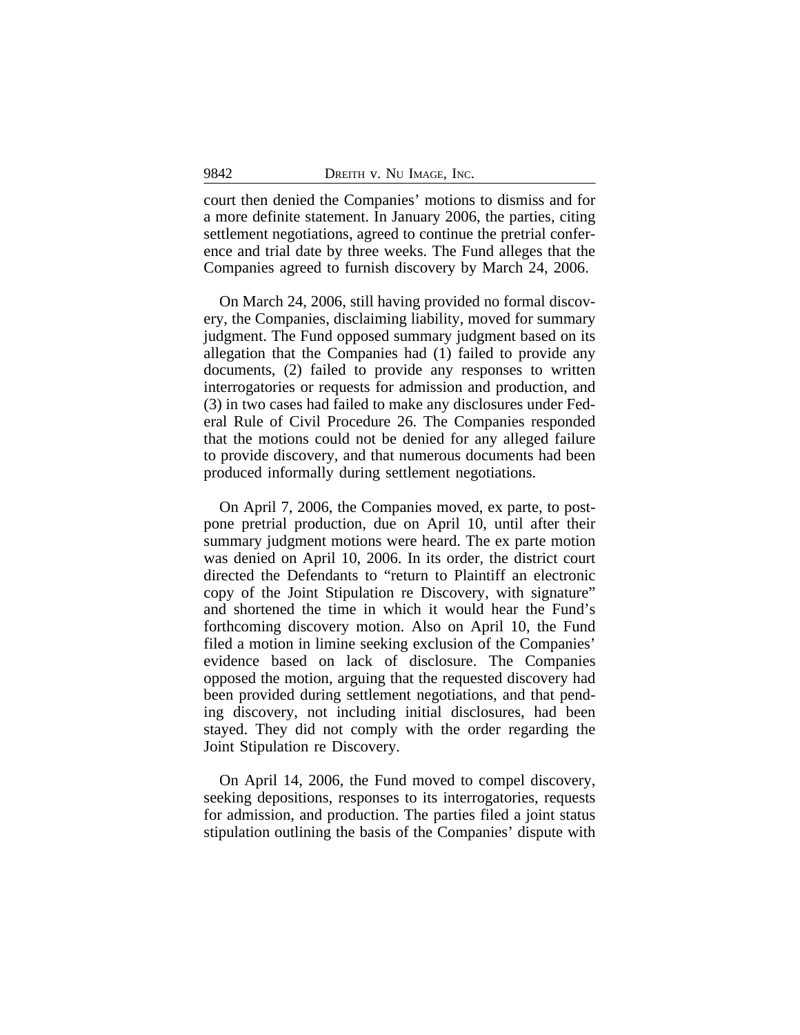court then denied the Companies' motions to dismiss and for a more definite statement. In January 2006, the parties, citing settlement negotiations, agreed to continue the pretrial conference and trial date by three weeks. The Fund alleges that the Companies agreed to furnish discovery by March 24, 2006.

On March 24, 2006, still having provided no formal discovery, the Companies, disclaiming liability, moved for summary judgment. The Fund opposed summary judgment based on its allegation that the Companies had (1) failed to provide any documents, (2) failed to provide any responses to written interrogatories or requests for admission and production, and (3) in two cases had failed to make any disclosures under Federal Rule of Civil Procedure 26. The Companies responded that the motions could not be denied for any alleged failure to provide discovery, and that numerous documents had been produced informally during settlement negotiations.

On April 7, 2006, the Companies moved, ex parte, to postpone pretrial production, due on April 10, until after their summary judgment motions were heard. The ex parte motion was denied on April 10, 2006. In its order, the district court directed the Defendants to "return to Plaintiff an electronic copy of the Joint Stipulation re Discovery, with signature" and shortened the time in which it would hear the Fund's forthcoming discovery motion. Also on April 10, the Fund filed a motion in limine seeking exclusion of the Companies' evidence based on lack of disclosure. The Companies opposed the motion, arguing that the requested discovery had been provided during settlement negotiations, and that pending discovery, not including initial disclosures, had been stayed. They did not comply with the order regarding the Joint Stipulation re Discovery.

On April 14, 2006, the Fund moved to compel discovery, seeking depositions, responses to its interrogatories, requests for admission, and production. The parties filed a joint status stipulation outlining the basis of the Companies' dispute with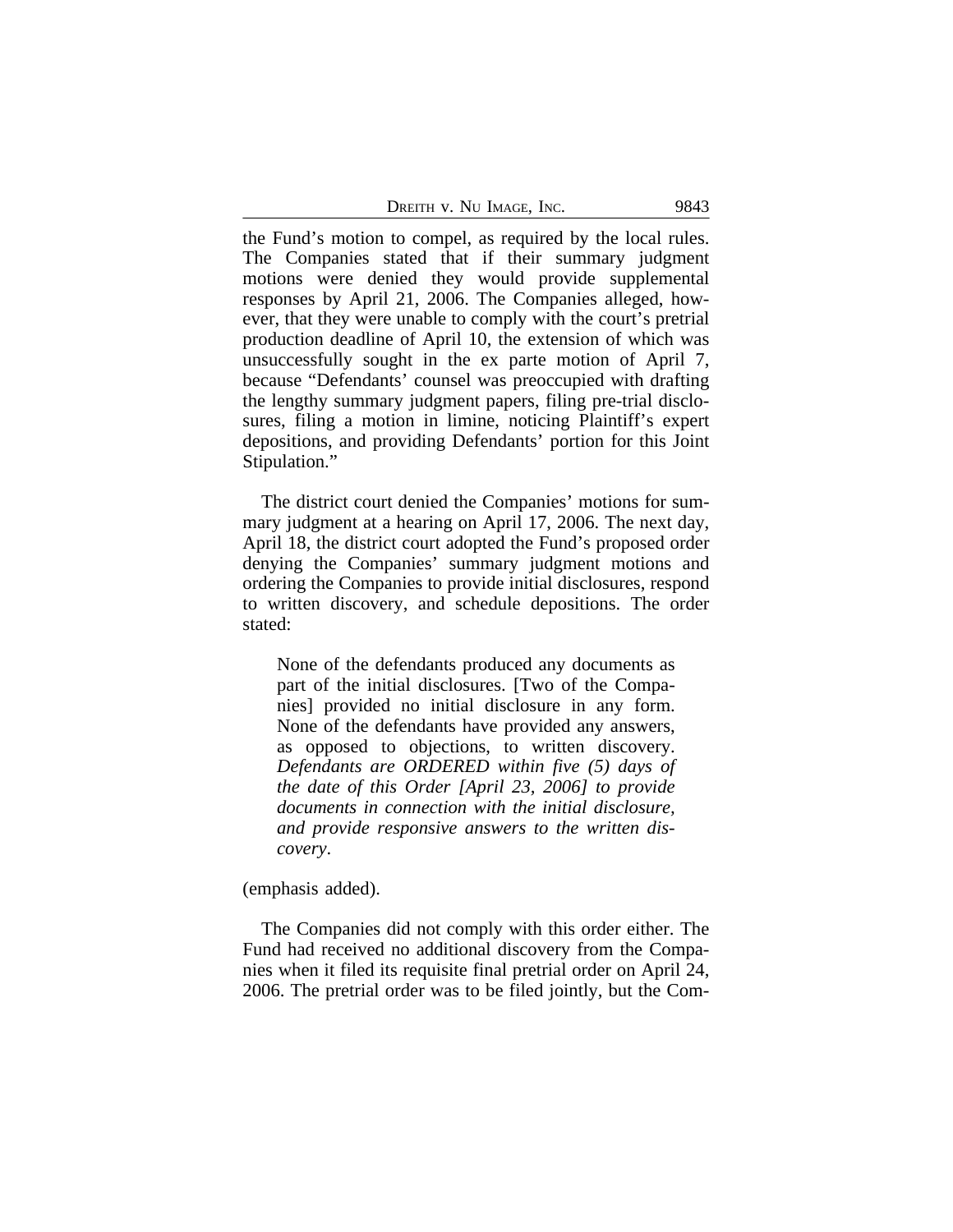the Fund's motion to compel, as required by the local rules. The Companies stated that if their summary judgment motions were denied they would provide supplemental responses by April 21, 2006. The Companies alleged, however, that they were unable to comply with the court's pretrial production deadline of April 10, the extension of which was unsuccessfully sought in the ex parte motion of April 7, because "Defendants' counsel was preoccupied with drafting the lengthy summary judgment papers, filing pre-trial disclosures, filing a motion in limine, noticing Plaintiff's expert depositions, and providing Defendants' portion for this Joint Stipulation."

The district court denied the Companies' motions for summary judgment at a hearing on April 17, 2006. The next day, April 18, the district court adopted the Fund's proposed order denying the Companies' summary judgment motions and ordering the Companies to provide initial disclosures, respond to written discovery, and schedule depositions. The order stated:

> None of the defendants produced any documents as part of the initial disclosures. [Two of the Companies] provided no initial disclosure in any form. None of the defendants have provided any answers, as opposed to objections, to written discovery. *Defendants are ORDERED within five (5) days of the date of this Order [April 23, 2006] to provide documents in connection with the initial disclosure, and provide responsive answers to the written discovery*.

(emphasis added).

The Companies did not comply with this order either. The Fund had received no additional discovery from the Companies when it filed its requisite final pretrial order on April 24, 2006. The pretrial order was to be filed jointly, but the Com-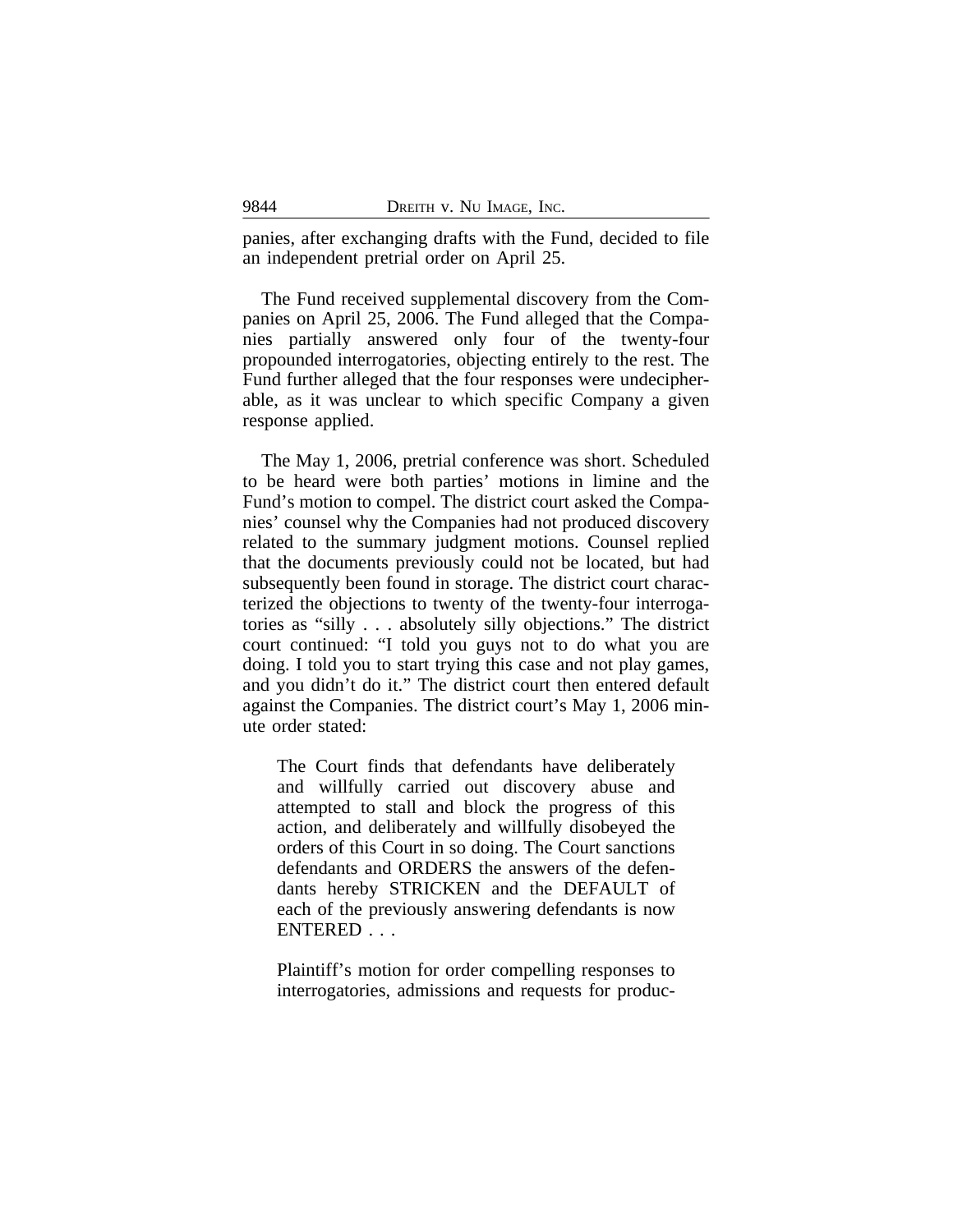panies, after exchanging drafts with the Fund, decided to file an independent pretrial order on April 25.

The Fund received supplemental discovery from the Companies on April 25, 2006. The Fund alleged that the Companies partially answered only four of the twenty-four propounded interrogatories, objecting entirely to the rest. The Fund further alleged that the four responses were undecipherable, as it was unclear to which specific Company a given response applied.

The May 1, 2006, pretrial conference was short. Scheduled to be heard were both parties' motions in limine and the Fund's motion to compel. The district court asked the Companies' counsel why the Companies had not produced discovery related to the summary judgment motions. Counsel replied that the documents previously could not be located, but had subsequently been found in storage. The district court characterized the objections to twenty of the twenty-four interrogatories as "silly . . . absolutely silly objections." The district court continued: "I told you guys not to do what you are doing. I told you to start trying this case and not play games, and you didn't do it." The district court then entered default against the Companies. The district court's May 1, 2006 minute order stated:

> The Court finds that defendants have deliberately and willfully carried out discovery abuse and attempted to stall and block the progress of this action, and deliberately and willfully disobeyed the orders of this Court in so doing. The Court sanctions defendants and ORDERS the answers of the defendants hereby STRICKEN and the DEFAULT of each of the previously answering defendants is now ENTERED . . .
>
> Plaintiff's motion for order compelling responses to interrogatories, admissions and requests for produc-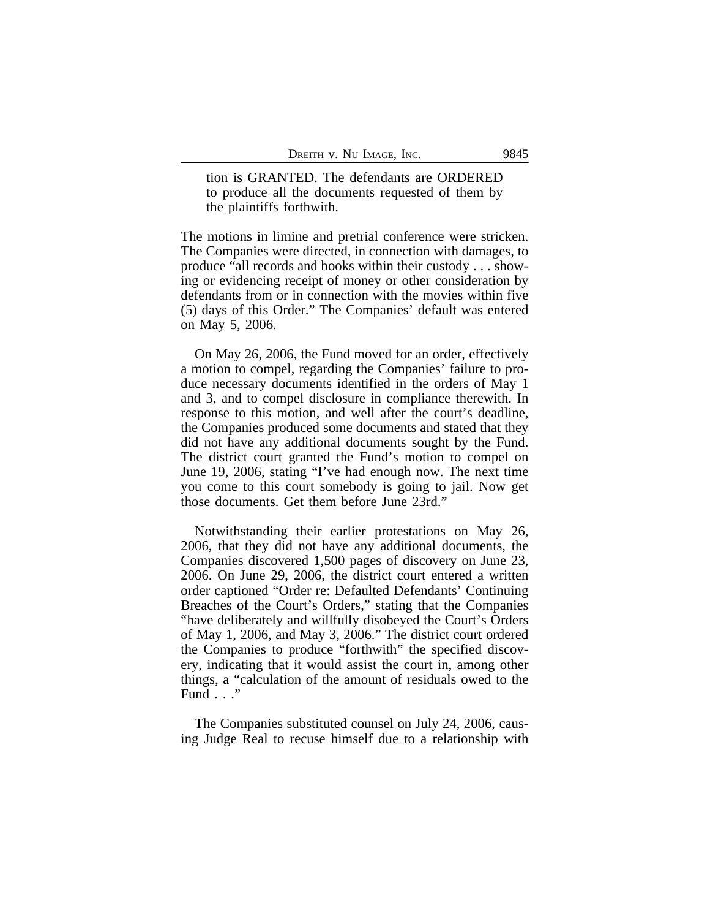> tion is GRANTED. The defendants are ORDERED to produce all the documents requested of them by the plaintiffs forthwith.

The motions in limine and pretrial conference were stricken. The Companies were directed, in connection with damages, to produce "all records and books within their custody . . . showing or evidencing receipt of money or other consideration by defendants from or in connection with the movies within five (5) days of this Order." The Companies' default was entered on May 5, 2006.

On May 26, 2006, the Fund moved for an order, effectively a motion to compel, regarding the Companies' failure to produce necessary documents identified in the orders of May 1 and 3, and to compel disclosure in compliance therewith. In response to this motion, and well after the court's deadline, the Companies produced some documents and stated that they did not have any additional documents sought by the Fund. The district court granted the Fund's motion to compel on June 19, 2006, stating "I've had enough now. The next time you come to this court somebody is going to jail. Now get those documents. Get them before June 23rd."

Notwithstanding their earlier protestations on May 26, 2006, that they did not have any additional documents, the Companies discovered 1,500 pages of discovery on June 23, 2006. On June 29, 2006, the district court entered a written order captioned "Order re: Defaulted Defendants' Continuing Breaches of the Court's Orders," stating that the Companies "have deliberately and willfully disobeyed the Court's Orders of May 1, 2006, and May 3, 2006." The district court ordered the Companies to produce "forthwith" the specified discovery, indicating that it would assist the court in, among other things, a "calculation of the amount of residuals owed to the Fund . . ."

The Companies substituted counsel on July 24, 2006, causing Judge Real to recuse himself due to a relationship with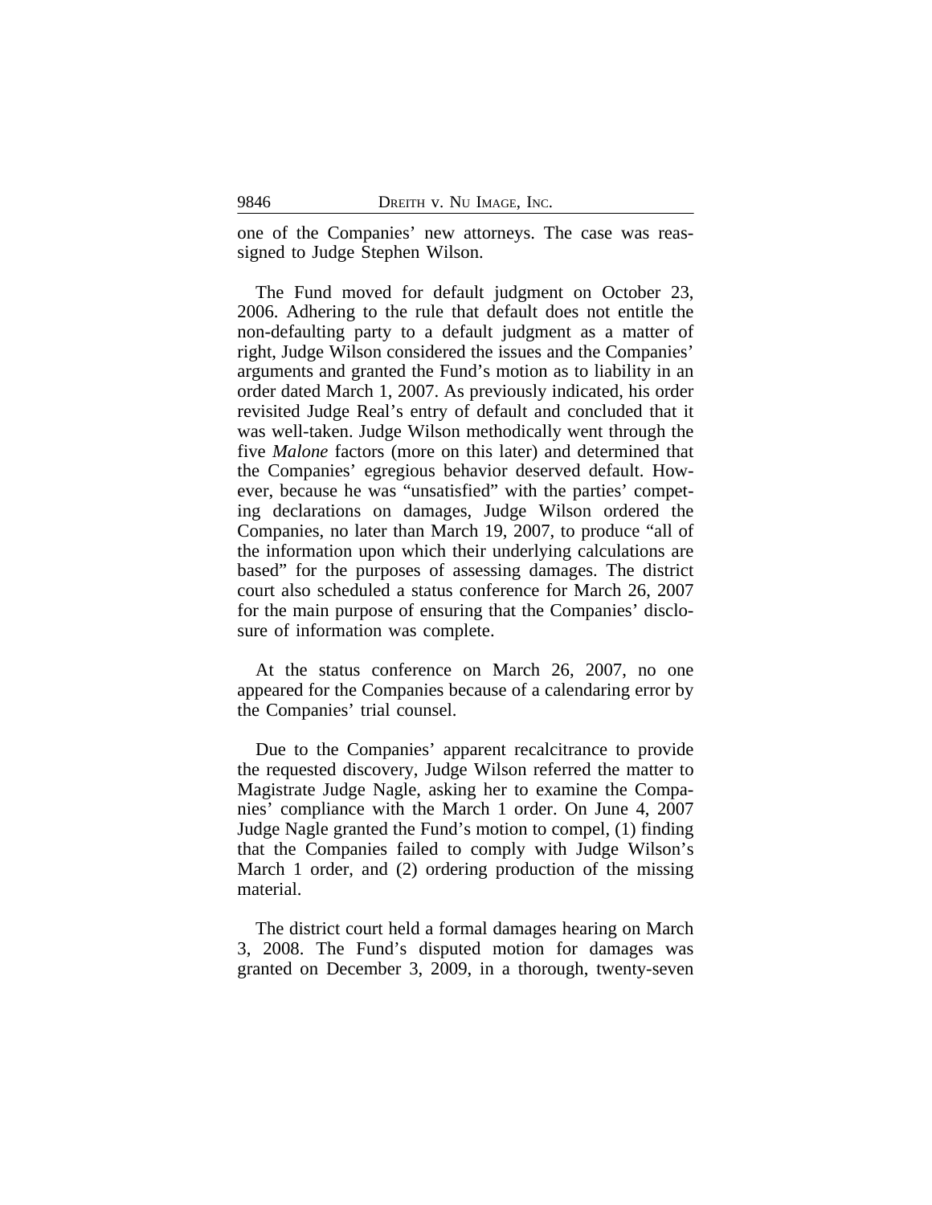one of the Companies' new attorneys. The case was reassigned to Judge Stephen Wilson.

The Fund moved for default judgment on October 23, 2006. Adhering to the rule that default does not entitle the non-defaulting party to a default judgment as a matter of right, Judge Wilson considered the issues and the Companies' arguments and granted the Fund's motion as to liability in an order dated March 1, 2007. As previously indicated, his order revisited Judge Real's entry of default and concluded that it was well-taken. Judge Wilson methodically went through the five *Malone* factors (more on this later) and determined that the Companies' egregious behavior deserved default. However, because he was "unsatisfied" with the parties' competing declarations on damages, Judge Wilson ordered the Companies, no later than March 19, 2007, to produce "all of the information upon which their underlying calculations are based" for the purposes of assessing damages. The district court also scheduled a status conference for March 26, 2007 for the main purpose of ensuring that the Companies' disclosure of information was complete.

At the status conference on March 26, 2007, no one appeared for the Companies because of a calendaring error by the Companies' trial counsel.

Due to the Companies' apparent recalcitrance to provide the requested discovery, Judge Wilson referred the matter to Magistrate Judge Nagle, asking her to examine the Companies' compliance with the March 1 order. On June 4, 2007 Judge Nagle granted the Fund's motion to compel, (1) finding that the Companies failed to comply with Judge Wilson's March 1 order, and (2) ordering production of the missing material.

The district court held a formal damages hearing on March 3, 2008. The Fund's disputed motion for damages was granted on December 3, 2009, in a thorough, twenty-seven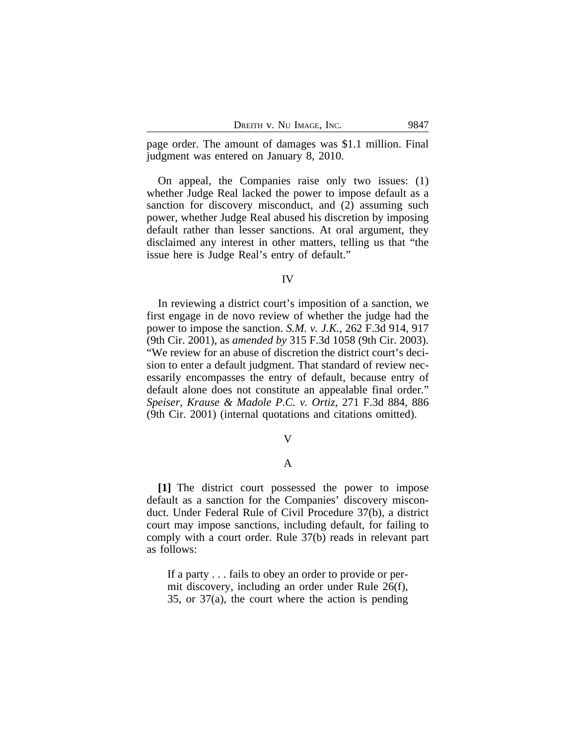page order. The amount of damages was $1.1 million. Final judgment was entered on January 8, 2010.

On appeal, the Companies raise only two issues: (1) whether Judge Real lacked the power to impose default as a sanction for discovery misconduct, and (2) assuming such power, whether Judge Real abused his discretion by imposing default rather than lesser sanctions. At oral argument, they disclaimed any interest in other matters, telling us that "the issue here is Judge Real's entry of default."

## IV

In reviewing a district court's imposition of a sanction, we first engage in de novo review of whether the judge had the power to impose the sanction. *S.M. v. J.K.*, 262 F.3d 914, 917 (9th Cir. 2001), as *amended by* 315 F.3d 1058 (9th Cir. 2003). "We review for an abuse of discretion the district court's decision to enter a default judgment. That standard of review necessarily encompasses the entry of default, because entry of default alone does not constitute an appealable final order." *Speiser, Krause & Madole P.C. v. Ortiz*, 271 F.3d 884, 886 (9th Cir. 2001) (internal quotations and citations omitted).

## V

### A

**[1]** The district court possessed the power to impose default as a sanction for the Companies' discovery misconduct. Under Federal Rule of Civil Procedure 37(b), a district court may impose sanctions, including default, for failing to comply with a court order. Rule 37(b) reads in relevant part as follows:

> If a party . . . fails to obey an order to provide or permit discovery, including an order under Rule 26(f), 35, or 37(a), the court where the action is pending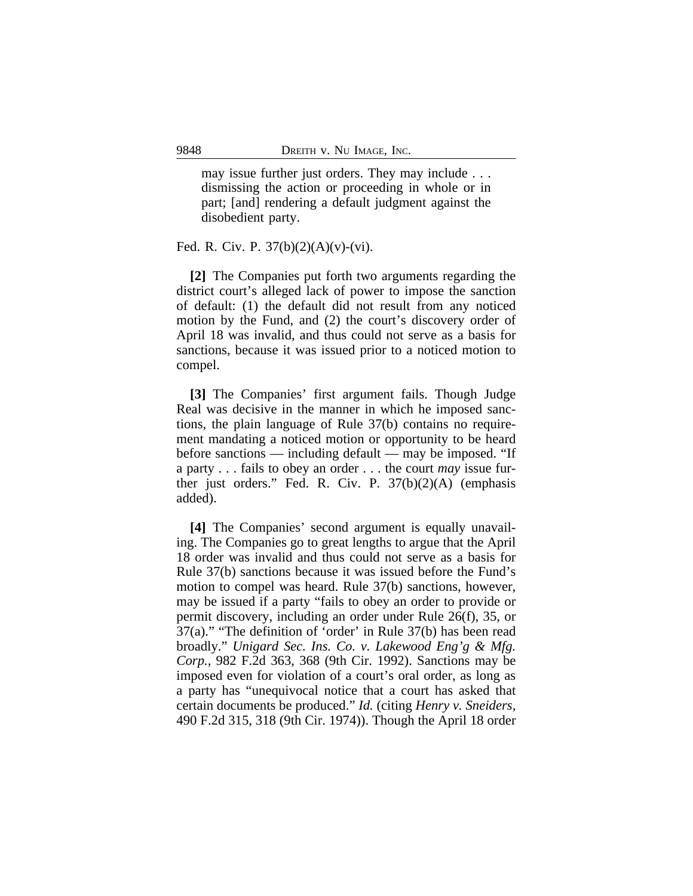> may issue further just orders. They may include . . . dismissing the action or proceeding in whole or in part; [and] rendering a default judgment against the disobedient party.

Fed. R. Civ. P. 37(b)(2)(A)(v)-(vi).

**[2]** The Companies put forth two arguments regarding the district court's alleged lack of power to impose the sanction of default: (1) the default did not result from any noticed motion by the Fund, and (2) the court's discovery order of April 18 was invalid, and thus could not serve as a basis for sanctions, because it was issued prior to a noticed motion to compel.

**[3]** The Companies' first argument fails. Though Judge Real was decisive in the manner in which he imposed sanctions, the plain language of Rule 37(b) contains no requirement mandating a noticed motion or opportunity to be heard before sanctions — including default — may be imposed. "If a party . . . fails to obey an order . . . the court *may* issue further just orders." Fed. R. Civ. P. 37(b)(2)(A) (emphasis added).

**[4]** The Companies' second argument is equally unavailing. The Companies go to great lengths to argue that the April 18 order was invalid and thus could not serve as a basis for Rule 37(b) sanctions because it was issued before the Fund's motion to compel was heard. Rule 37(b) sanctions, however, may be issued if a party "fails to obey an order to provide or permit discovery, including an order under Rule 26(f), 35, or 37(a)." "The definition of 'order' in Rule 37(b) has been read broadly." *Unigard Sec. Ins. Co. v. Lakewood Eng'g & Mfg. Corp.*, 982 F.2d 363, 368 (9th Cir. 1992). Sanctions may be imposed even for violation of a court's oral order, as long as a party has "unequivocal notice that a court has asked that certain documents be produced." *Id.* (citing *Henry v. Sneiders*, 490 F.2d 315, 318 (9th Cir. 1974)). Though the April 18 order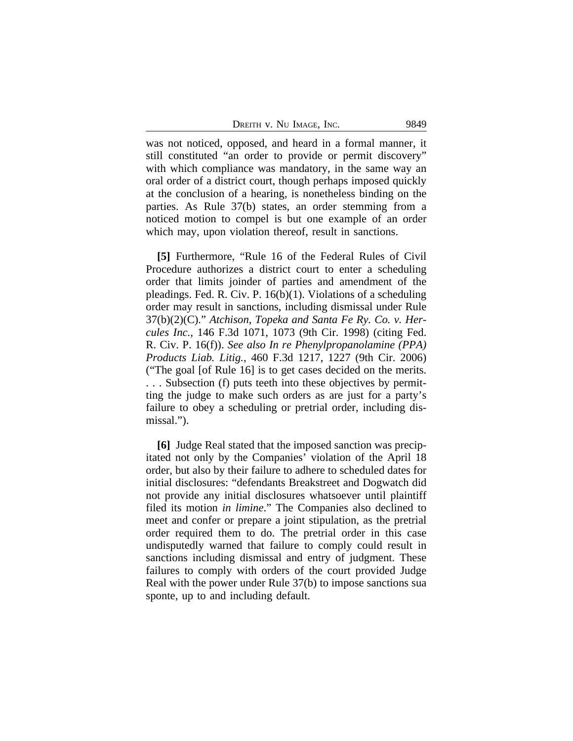was not noticed, opposed, and heard in a formal manner, it still constituted "an order to provide or permit discovery" with which compliance was mandatory, in the same way an oral order of a district court, though perhaps imposed quickly at the conclusion of a hearing, is nonetheless binding on the parties. As Rule 37(b) states, an order stemming from a noticed motion to compel is but one example of an order which may, upon violation thereof, result in sanctions.

**[5]** Furthermore, "Rule 16 of the Federal Rules of Civil Procedure authorizes a district court to enter a scheduling order that limits joinder of parties and amendment of the pleadings. Fed. R. Civ. P. 16(b)(1). Violations of a scheduling order may result in sanctions, including dismissal under Rule 37(b)(2)(C)." *Atchison, Topeka and Santa Fe Ry. Co. v. Hercules Inc.*, 146 F.3d 1071, 1073 (9th Cir. 1998) (citing Fed. R. Civ. P. 16(f)). *See also In re Phenylpropanolamine (PPA) Products Liab. Litig.*, 460 F.3d 1217, 1227 (9th Cir. 2006) ("The goal [of Rule 16] is to get cases decided on the merits. . . . Subsection (f) puts teeth into these objectives by permitting the judge to make such orders as are just for a party's failure to obey a scheduling or pretrial order, including dismissal.").

**[6]** Judge Real stated that the imposed sanction was precipitated not only by the Companies' violation of the April 18 order, but also by their failure to adhere to scheduled dates for initial disclosures: "defendants Breakstreet and Dogwatch did not provide any initial disclosures whatsoever until plaintiff filed its motion *in limine*." The Companies also declined to meet and confer or prepare a joint stipulation, as the pretrial order required them to do. The pretrial order in this case undisputedly warned that failure to comply could result in sanctions including dismissal and entry of judgment. These failures to comply with orders of the court provided Judge Real with the power under Rule 37(b) to impose sanctions sua sponte, up to and including default.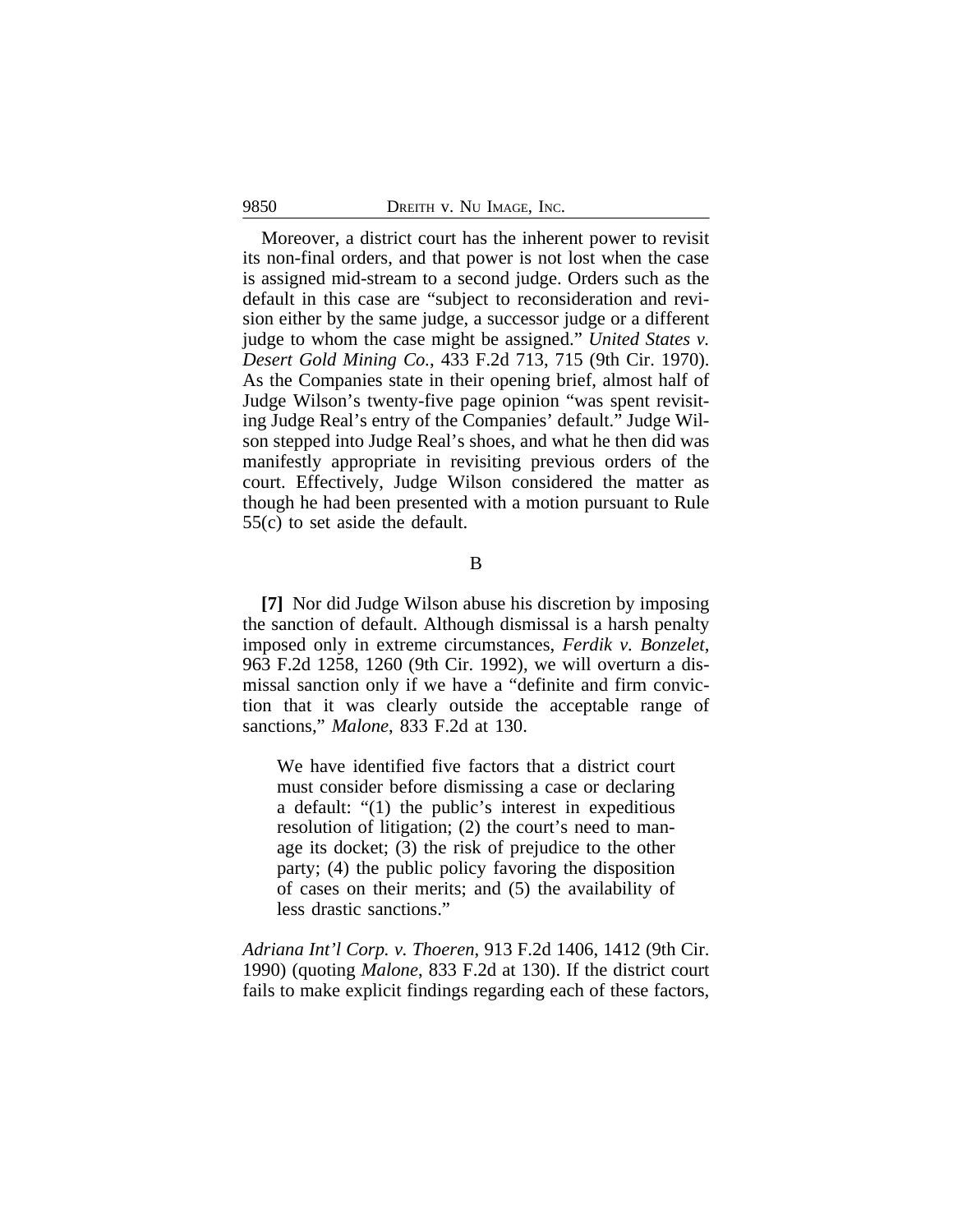Moreover, a district court has the inherent power to revisit its non-final orders, and that power is not lost when the case is assigned mid-stream to a second judge. Orders such as the default in this case are "subject to reconsideration and revision either by the same judge, a successor judge or a different judge to whom the case might be assigned." *United States v. Desert Gold Mining Co.*, 433 F.2d 713, 715 (9th Cir. 1970). As the Companies state in their opening brief, almost half of Judge Wilson's twenty-five page opinion "was spent revisiting Judge Real's entry of the Companies' default." Judge Wilson stepped into Judge Real's shoes, and what he then did was manifestly appropriate in revisiting previous orders of the court. Effectively, Judge Wilson considered the matter as though he had been presented with a motion pursuant to Rule 55(c) to set aside the default.

B

**[7]** Nor did Judge Wilson abuse his discretion by imposing the sanction of default. Although dismissal is a harsh penalty imposed only in extreme circumstances, *Ferdik v. Bonzelet*, 963 F.2d 1258, 1260 (9th Cir. 1992), we will overturn a dismissal sanction only if we have a "definite and firm conviction that it was clearly outside the acceptable range of sanctions," *Malone*, 833 F.2d at 130.

> We have identified five factors that a district court must consider before dismissing a case or declaring a default: "(1) the public's interest in expeditious resolution of litigation; (2) the court's need to manage its docket; (3) the risk of prejudice to the other party; (4) the public policy favoring the disposition of cases on their merits; and (5) the availability of less drastic sanctions."

*Adriana Int'l Corp. v. Thoeren*, 913 F.2d 1406, 1412 (9th Cir. 1990) (quoting *Malone*, 833 F.2d at 130). If the district court fails to make explicit findings regarding each of these factors,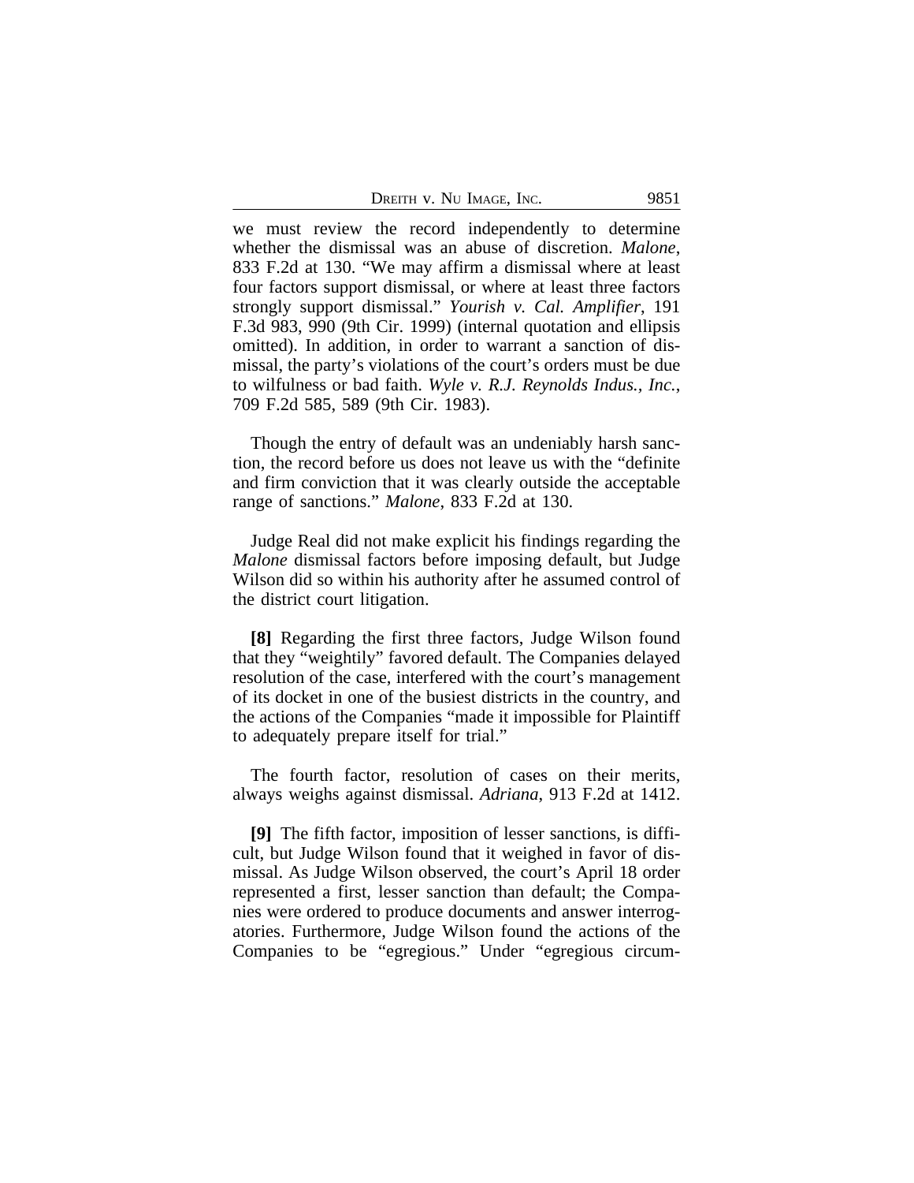we must review the record independently to determine whether the dismissal was an abuse of discretion. *Malone*, 833 F.2d at 130. "We may affirm a dismissal where at least four factors support dismissal, or where at least three factors strongly support dismissal." *Yourish v. Cal. Amplifier*, 191 F.3d 983, 990 (9th Cir. 1999) (internal quotation and ellipsis omitted). In addition, in order to warrant a sanction of dismissal, the party's violations of the court's orders must be due to wilfulness or bad faith. *Wyle v. R.J. Reynolds Indus., Inc.*, 709 F.2d 585, 589 (9th Cir. 1983).

Though the entry of default was an undeniably harsh sanction, the record before us does not leave us with the "definite and firm conviction that it was clearly outside the acceptable range of sanctions." *Malone*, 833 F.2d at 130.

Judge Real did not make explicit his findings regarding the *Malone* dismissal factors before imposing default, but Judge Wilson did so within his authority after he assumed control of the district court litigation.

**[8]** Regarding the first three factors, Judge Wilson found that they "weightily" favored default. The Companies delayed resolution of the case, interfered with the court's management of its docket in one of the busiest districts in the country, and the actions of the Companies "made it impossible for Plaintiff to adequately prepare itself for trial."

The fourth factor, resolution of cases on their merits, always weighs against dismissal. *Adriana*, 913 F.2d at 1412.

**[9]** The fifth factor, imposition of lesser sanctions, is difficult, but Judge Wilson found that it weighed in favor of dismissal. As Judge Wilson observed, the court's April 18 order represented a first, lesser sanction than default; the Companies were ordered to produce documents and answer interrogatories. Furthermore, Judge Wilson found the actions of the Companies to be "egregious." Under "egregious circum-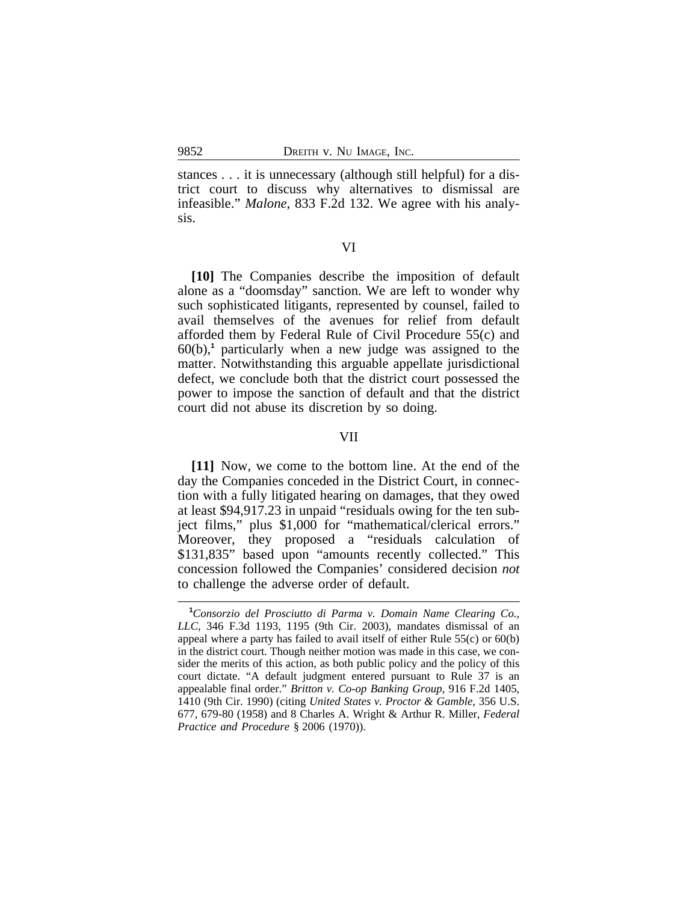stances . . . it is unnecessary (although still helpful) for a district court to discuss why alternatives to dismissal are infeasible." *Malone*, 833 F.2d 132. We agree with his analysis.

## VI

**[10]** The Companies describe the imposition of default alone as a "doomsday" sanction. We are left to wonder why such sophisticated litigants, represented by counsel, failed to avail themselves of the avenues for relief from default afforded them by Federal Rule of Civil Procedure 55(c) and 60(b),[1] particularly when a new judge was assigned to the matter. Notwithstanding this arguable appellate jurisdictional defect, we conclude both that the district court possessed the power to impose the sanction of default and that the district court did not abuse its discretion by so doing.

## VII

**[11]** Now, we come to the bottom line. At the end of the day the Companies conceded in the District Court, in connection with a fully litigated hearing on damages, that they owed at least $94,917.23 in unpaid "residuals owing for the ten subject films," plus $1,000 for "mathematical/clerical errors." Moreover, they proposed a "residuals calculation of $131,835" based upon "amounts recently collected." This concession followed the Companies' considered decision *not* to challenge the adverse order of default.

---

[1] *Consorzio del Prosciutto di Parma v. Domain Name Clearing Co., LLC*, 346 F.3d 1193, 1195 (9th Cir. 2003), mandates dismissal of an appeal where a party has failed to avail itself of either Rule 55(c) or 60(b) in the district court. Though neither motion was made in this case, we consider the merits of this action, as both public policy and the policy of this court dictate. "A default judgment entered pursuant to Rule 37 is an appealable final order." *Britton v. Co-op Banking Group*, 916 F.2d 1405, 1410 (9th Cir. 1990) (citing *United States v. Proctor & Gamble*, 356 U.S. 677, 679-80 (1958) and 8 Charles A. Wright & Arthur R. Miller, *Federal Practice and Procedure* § 2006 (1970)).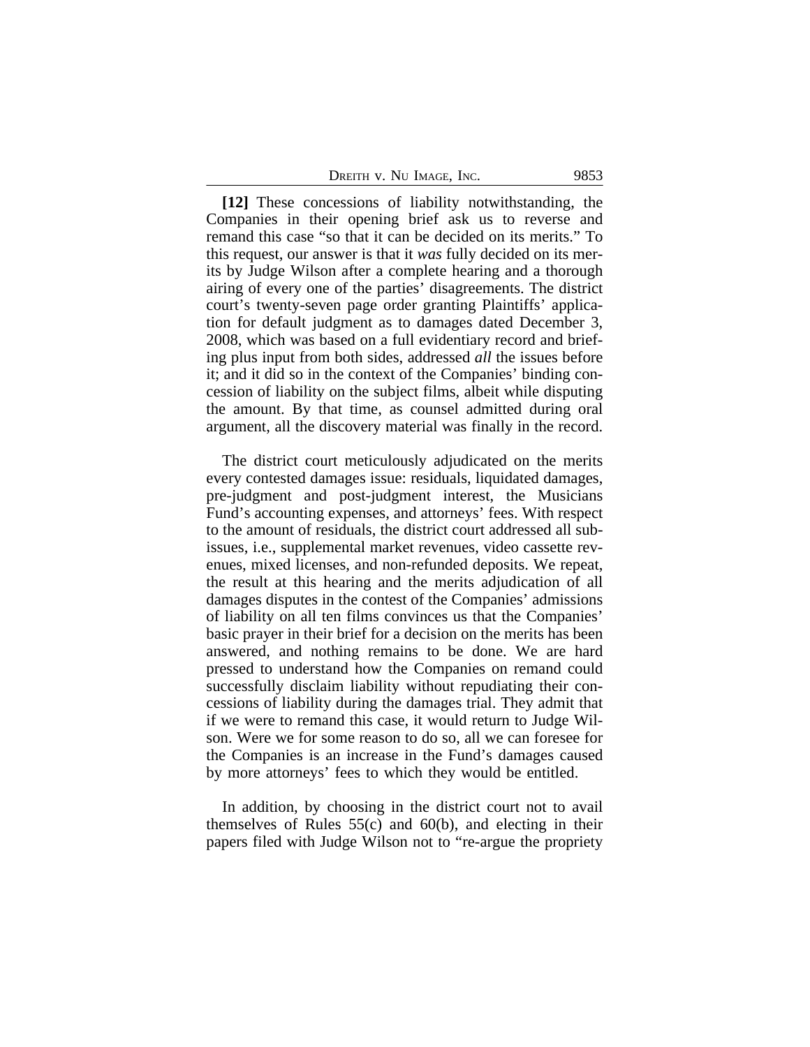**[12]** These concessions of liability notwithstanding, the Companies in their opening brief ask us to reverse and remand this case "so that it can be decided on its merits." To this request, our answer is that it *was* fully decided on its merits by Judge Wilson after a complete hearing and a thorough airing of every one of the parties' disagreements. The district court's twenty-seven page order granting Plaintiffs' application for default judgment as to damages dated December 3, 2008, which was based on a full evidentiary record and briefing plus input from both sides, addressed *all* the issues before it; and it did so in the context of the Companies' binding concession of liability on the subject films, albeit while disputing the amount. By that time, as counsel admitted during oral argument, all the discovery material was finally in the record.

The district court meticulously adjudicated on the merits every contested damages issue: residuals, liquidated damages, pre-judgment and post-judgment interest, the Musicians Fund's accounting expenses, and attorneys' fees. With respect to the amount of residuals, the district court addressed all subissues, i.e., supplemental market revenues, video cassette revenues, mixed licenses, and non-refunded deposits. We repeat, the result at this hearing and the merits adjudication of all damages disputes in the contest of the Companies' admissions of liability on all ten films convinces us that the Companies' basic prayer in their brief for a decision on the merits has been answered, and nothing remains to be done. We are hard pressed to understand how the Companies on remand could successfully disclaim liability without repudiating their concessions of liability during the damages trial. They admit that if we were to remand this case, it would return to Judge Wilson. Were we for some reason to do so, all we can foresee for the Companies is an increase in the Fund's damages caused by more attorneys' fees to which they would be entitled.

In addition, by choosing in the district court not to avail themselves of Rules 55(c) and 60(b), and electing in their papers filed with Judge Wilson not to "re-argue the propriety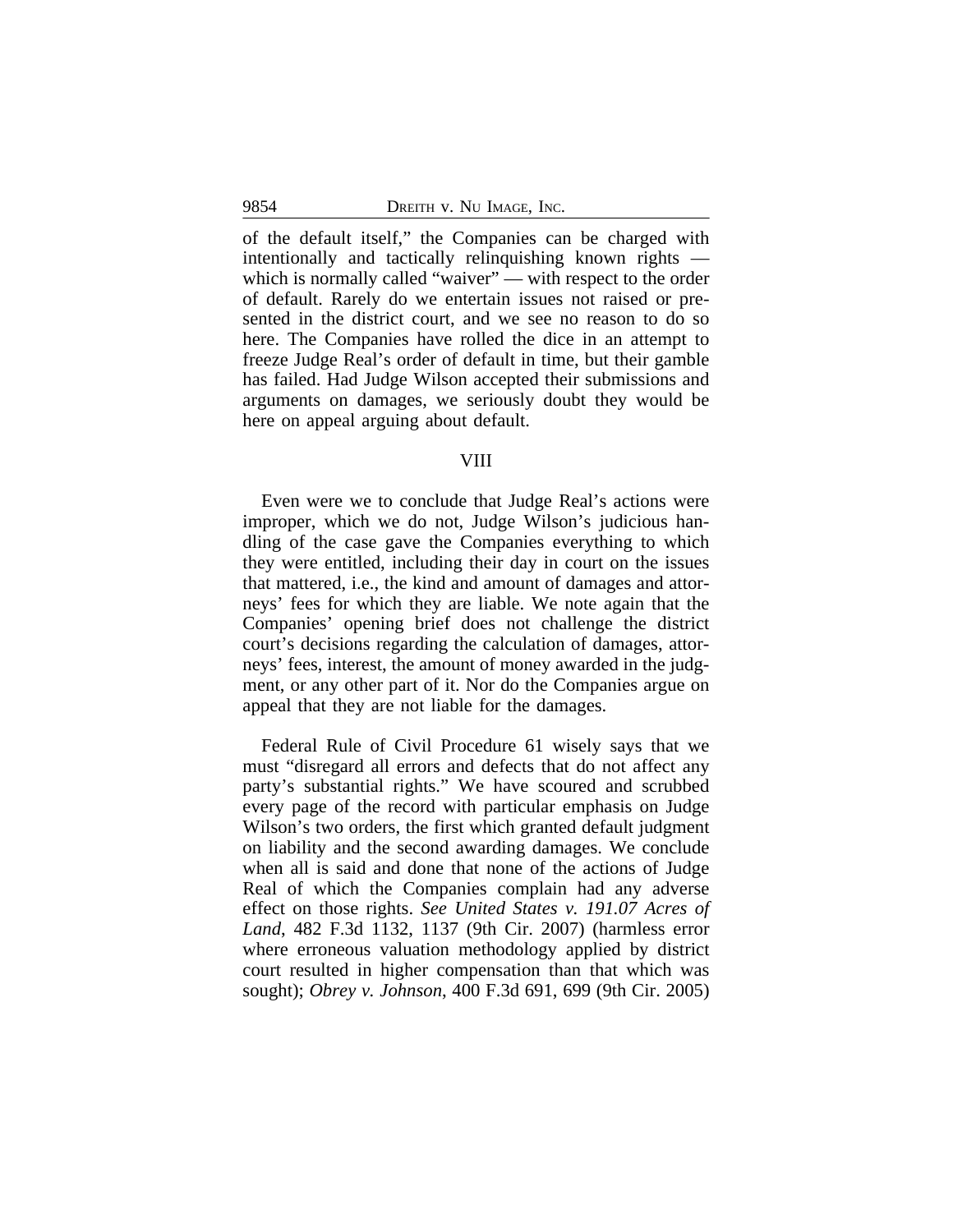of the default itself," the Companies can be charged with intentionally and tactically relinquishing known rights — which is normally called "waiver" — with respect to the order of default. Rarely do we entertain issues not raised or presented in the district court, and we see no reason to do so here. The Companies have rolled the dice in an attempt to freeze Judge Real's order of default in time, but their gamble has failed. Had Judge Wilson accepted their submissions and arguments on damages, we seriously doubt they would be here on appeal arguing about default.

## VIII

Even were we to conclude that Judge Real's actions were improper, which we do not, Judge Wilson's judicious handling of the case gave the Companies everything to which they were entitled, including their day in court on the issues that mattered, i.e., the kind and amount of damages and attorneys' fees for which they are liable. We note again that the Companies' opening brief does not challenge the district court's decisions regarding the calculation of damages, attorneys' fees, interest, the amount of money awarded in the judgment, or any other part of it. Nor do the Companies argue on appeal that they are not liable for the damages.

Federal Rule of Civil Procedure 61 wisely says that we must "disregard all errors and defects that do not affect any party's substantial rights." We have scoured and scrubbed every page of the record with particular emphasis on Judge Wilson's two orders, the first which granted default judgment on liability and the second awarding damages. We conclude when all is said and done that none of the actions of Judge Real of which the Companies complain had any adverse effect on those rights. *See United States v. 191.07 Acres of Land*, 482 F.3d 1132, 1137 (9th Cir. 2007) (harmless error where erroneous valuation methodology applied by district court resulted in higher compensation than that which was sought); *Obrey v. Johnson*, 400 F.3d 691, 699 (9th Cir. 2005)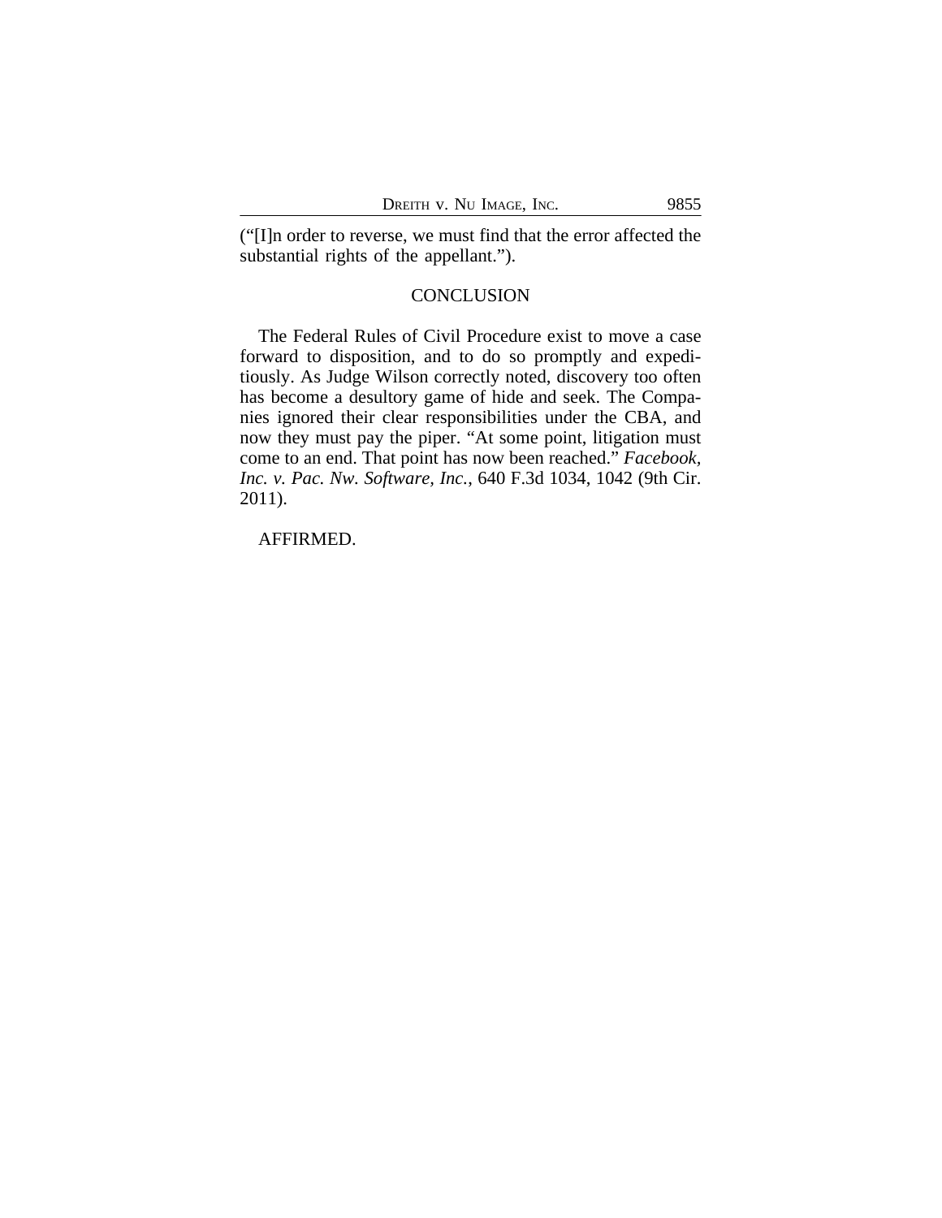("[I]n order to reverse, we must find that the error affected the substantial rights of the appellant.").

## CONCLUSION

The Federal Rules of Civil Procedure exist to move a case forward to disposition, and to do so promptly and expeditiously. As Judge Wilson correctly noted, discovery too often has become a desultory game of hide and seek. The Companies ignored their clear responsibilities under the CBA, and now they must pay the piper. "At some point, litigation must come to an end. That point has now been reached." *Facebook, Inc. v. Pac. Nw. Software, Inc.*, 640 F.3d 1034, 1042 (9th Cir. 2011).

AFFIRMED.